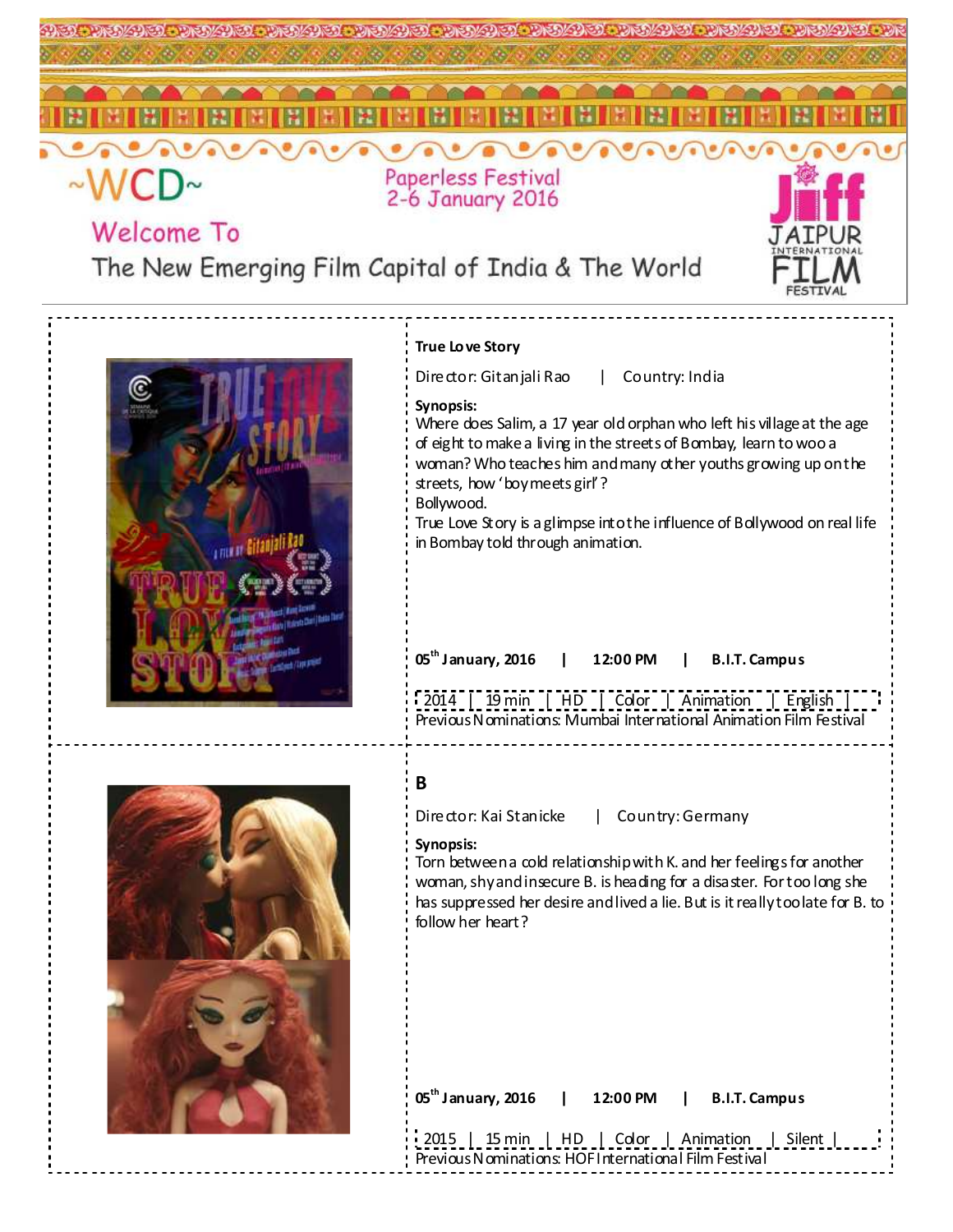~WCD~

Paperless Festival
2-6 January 2016

Welcome To

The New Emerging Film Capital of India & The World

JIFF JAIPUR INTERNATIONAL FILM FESTIVAL

**True Love Story**

Director: Gitanjali Rao | Country: India

**Synopsis:**
Where does Salim, a 17 year old orphan who left his village at the age of eight to make a living in the streets of Bombay, learn to woo a woman? Who teaches him and many other youths growing up on the streets, how 'boy meets girl'?
Bollywood.
True Love Story is a glimpse into the influence of Bollywood on real life in Bombay told through animation.

**05th January, 2016 | 12:00 PM | B.I.T. Campus**

2014 | 19 min | HD | Color | Animation | English |
Previous Nominations: Mumbai International Animation Film Festival

**B**

Director: Kai Stanicke | Country: Germany

**Synopsis:**
Torn between a cold relationship with K. and her feelings for another woman, shy and insecure B. is heading for a disaster. For too long she has suppressed her desire and lived a lie. But is it really too late for B. to follow her heart?

**05th January, 2016 | 12:00 PM | B.I.T. Campus**

2015 | 15 min | HD | Color | Animation | Silent |
Previous Nominations: HOF International Film Festival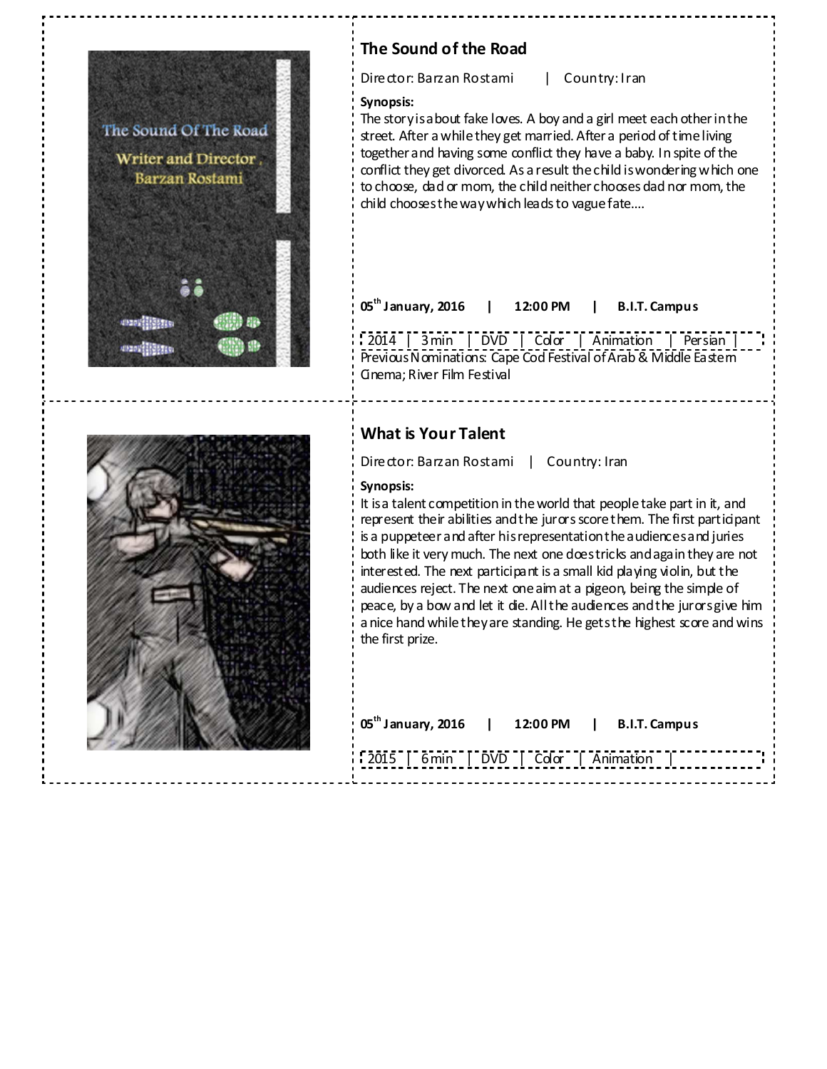## The Sound of the Road

Director: Barzan Rostami | Country: Iran

**Synopsis:**
The story is about fake loves. A boy and a girl meet each other in the street. After a while they get married. After a period of time living together and having some conflict they have a baby. In spite of the conflict they get divorced. As a result the child is wondering which one to choose, dad or mom, the child neither chooses dad nor mom, the child chooses the way which leads to vague fate....

**05th January, 2016 | 12:00 PM | B.I.T. Campus**

2014 | 3 min | DVD | Color | Animation | Persian |

Previous Nominations: Cape Cod Festival of Arab & Middle Eastern Cinema; River Film Festival

## What is Your Talent

Director: Barzan Rostami | Country: Iran

**Synopsis:**
It is a talent competition in the world that people take part in it, and represent their abilities and the jurors score them. The first participant is a puppeteer and after his representation the audiences and juries both like it very much. The next one does tricks and again they are not interested. The next participant is a small kid playing violin, but the audiences reject. The next one aim at a pigeon, being the simple of peace, by a bow and let it die. All the audiences and the jurors give him a nice hand while they are standing. He gets the highest score and wins the first prize.

**05th January, 2016 | 12:00 PM | B.I.T. Campus**

2015 | 6 min | DVD | Color | Animation |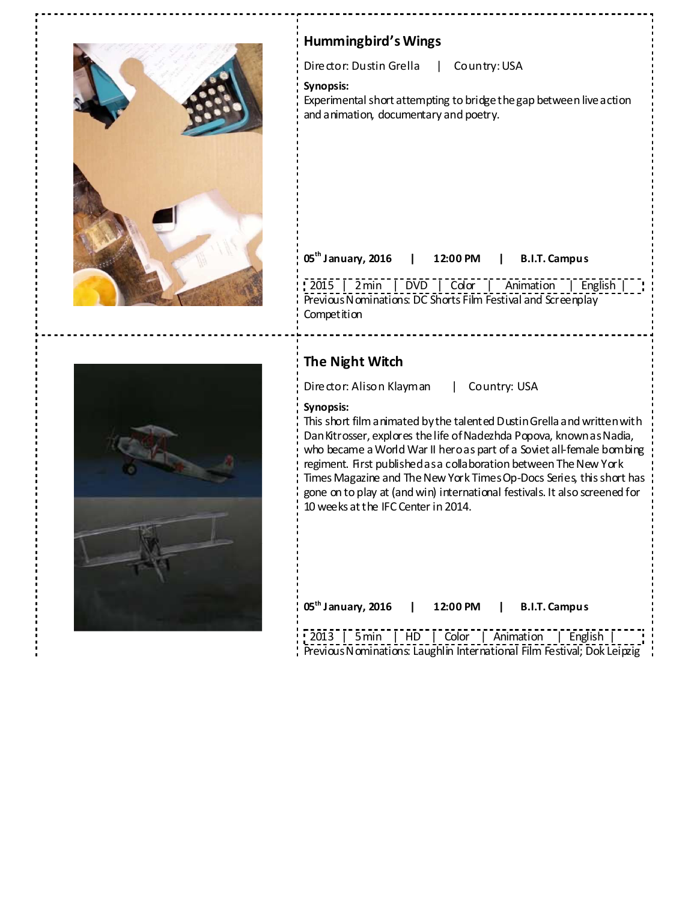## Hummingbird's Wings

Director: Dustin Grella | Country: USA

**Synopsis:**
Experimental short attempting to bridge the gap between live action and animation, documentary and poetry.

**05th January, 2016 | 12:00 PM | B.I.T. Campus**

| 2015 | 2 min | DVD | Color | Animation | English |
|---|---|---|---|---|---|

Previous Nominations: DC Shorts Film Festival and Screenplay Competition

## The Night Witch

Director: Alison Klayman | Country: USA

**Synopsis:**
This short film animated by the talented Dustin Grella and written with Dan Kitrosser, explores the life of Nadezhda Popova, known as Nadia, who became a World War II hero as part of a Soviet all-female bombing regiment. First published as a collaboration between The New York Times Magazine and The New York Times Op-Docs Series, this short has gone on to play at (and win) international festivals. It also screened for 10 weeks at the IFC Center in 2014.

**05th January, 2016 | 12:00 PM | B.I.T. Campus**

| 2013 | 5 min | HD | Color | Animation | English |
|---|---|---|---|---|---|

Previous Nominations: Laughlin International Film Festival; Dok Leipzig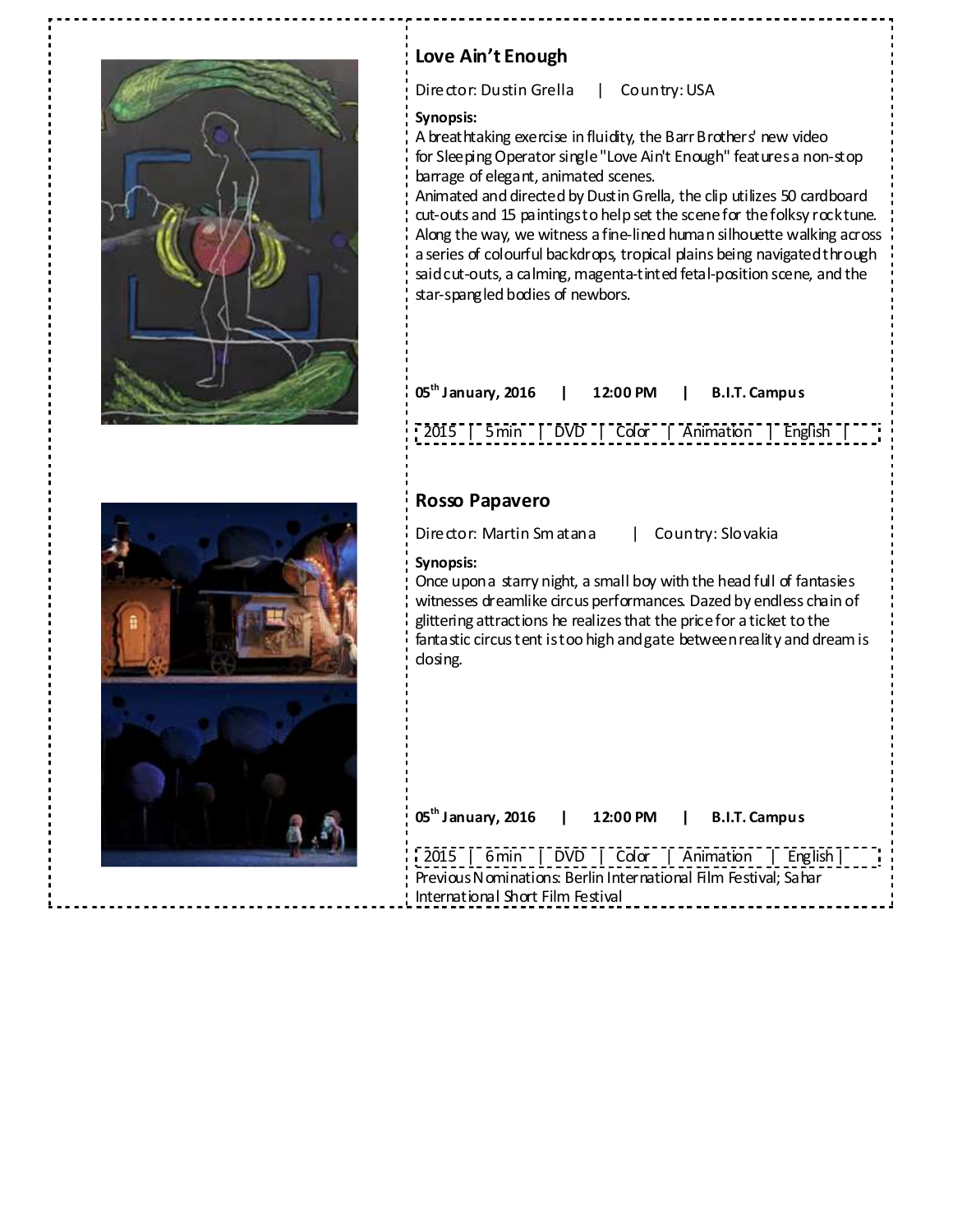## Love Ain't Enough

Director: Dustin Grella | Country: USA

**Synopsis:**
A breathtaking exercise in fluidity, the Barr Brothers' new video for Sleeping Operator single "Love Ain't Enough" features a non-stop barrage of elegant, animated scenes.
Animated and directed by Dustin Grella, the clip utilizes 50 cardboard cut-outs and 15 paintings to help set the scene for the folksy rock tune. Along the way, we witness a fine-lined human silhouette walking across a series of colourful backdrops, tropical plains being navigated through said cut-outs, a calming, magenta-tinted fetal-position scene, and the star-spangled bodies of newbors.

**05th January, 2016 | 12:00 PM | B.I.T. Campus**

| 2015 | 5 min | DVD | Color | Animation | English |
|---|---|---|---|---|---|

## Rosso Papavero

Director: Martin Smatana | Country: Slovakia

**Synopsis:**
Once upon a starry night, a small boy with the head full of fantasies witnesses dreamlike circus performances. Dazed by endless chain of glittering attractions he realizes that the price for a ticket to the fantastic circus tent is too high and gate between reality and dream is closing.

**05th January, 2016 | 12:00 PM | B.I.T. Campus**

| 2015 | 6 min | DVD | Color | Animation | English |
|---|---|---|---|---|---|

Previous Nominations: Berlin International Film Festival; Sahar International Short Film Festival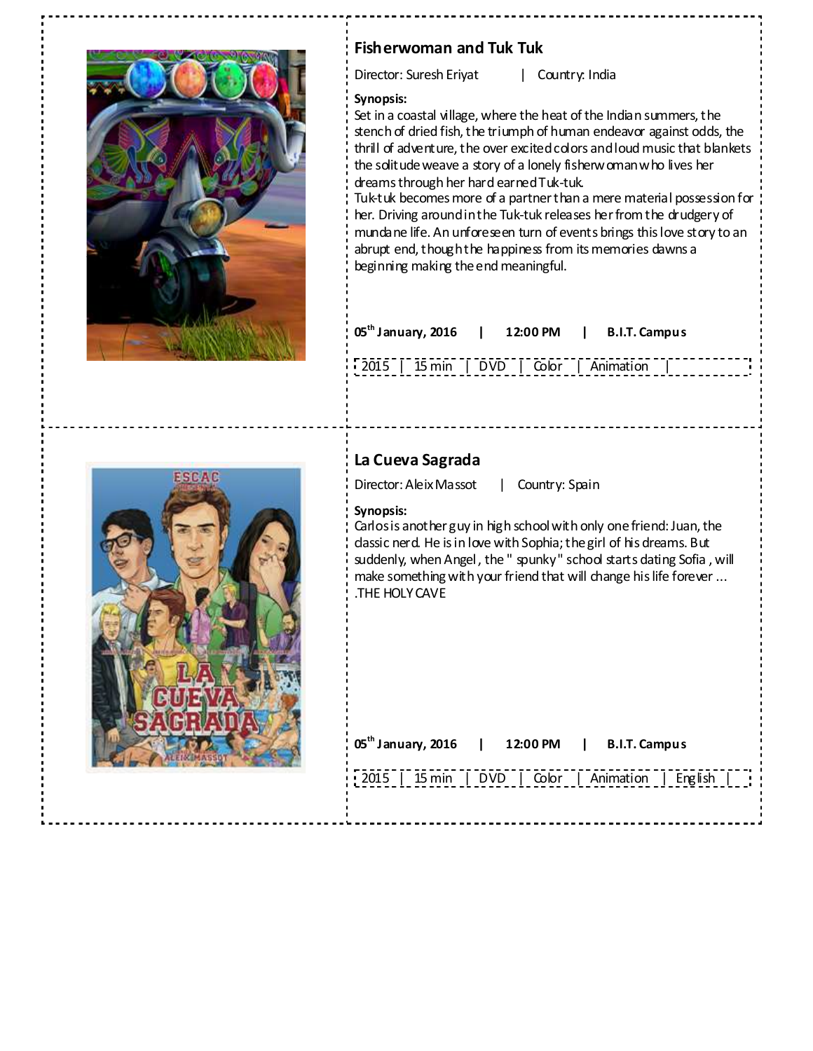## Fisherwoman and Tuk Tuk

Director: Suresh Eriyat | Country: India

**Synopsis:**

Set in a coastal village, where the heat of the Indian summers, the stench of dried fish, the triumph of human endeavor against odds, the thrill of adventure, the over excited colors and loud music that blankets the solitude weave a story of a lonely fisherwoman who lives her dreams through her hard earned Tuk-tuk.

Tuk-tuk becomes more of a partner than a mere material possession for her. Driving around in the Tuk-tuk releases her from the drudgery of mundane life. An unforeseen turn of events brings this love story to an abrupt end, though the happiness from its memories dawns a beginning making the end meaningful.

**05th January, 2016 | 12:00 PM | B.I.T. Campus**

| 2015 | 15 min | DVD | Color | Animation | |
|---|---|---|---|---|---|

## La Cueva Sagrada

Director: Aleix Massot | Country: Spain

**Synopsis:**

Carlos is another guy in high school with only one friend: Juan, the classic nerd. He is in love with Sophia; the girl of his dreams. But suddenly, when Angel, the " spunky" school starts dating Sofia, will make something with your friend that will change his life forever ... .THE HOLY CAVE

**05th January, 2016 | 12:00 PM | B.I.T. Campus**

| 2015 | 15 min | DVD | Color | Animation | English |
|---|---|---|---|---|---|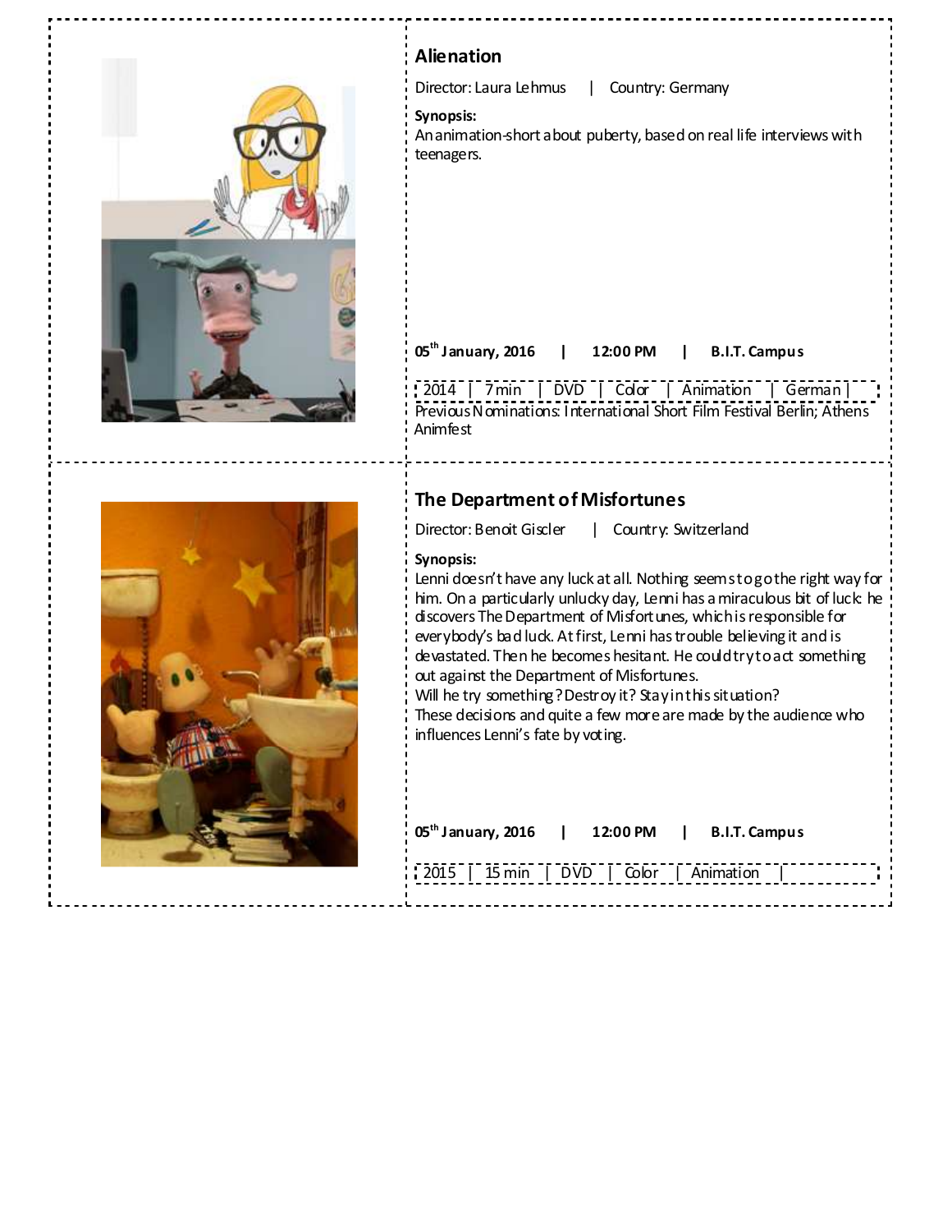## Alienation

Director: Laura Lehmus | Country: Germany

**Synopsis:**
An animation-short about puberty, based on real life interviews with teenagers.

**05th January, 2016 | 12:00 PM | B.I.T. Campus**

2014 | 7 min | DVD | Color | Animation | German |

Previous Nominations: International Short Film Festival Berlin; Athens Animfest

## The Department of Misfortunes

Director: Benoit Giscler | Country: Switzerland

**Synopsis:**
Lenni doesn't have any luck at all. Nothing seems to go the right way for him. On a particularly unlucky day, Lenni has a miraculous bit of luck: he discovers The Department of Misfortunes, which is responsible for everybody's bad luck. At first, Lenni has trouble believing it and is devastated. Then he becomes hesitant. He could try to act something out against the Department of Misfortunes.
Will he try something? Destroy it? Stay in this situation?
These decisions and quite a few more are made by the audience who influences Lenni's fate by voting.

**05th January, 2016 | 12:00 PM | B.I.T. Campus**

2015 | 15 min | DVD | Color | Animation |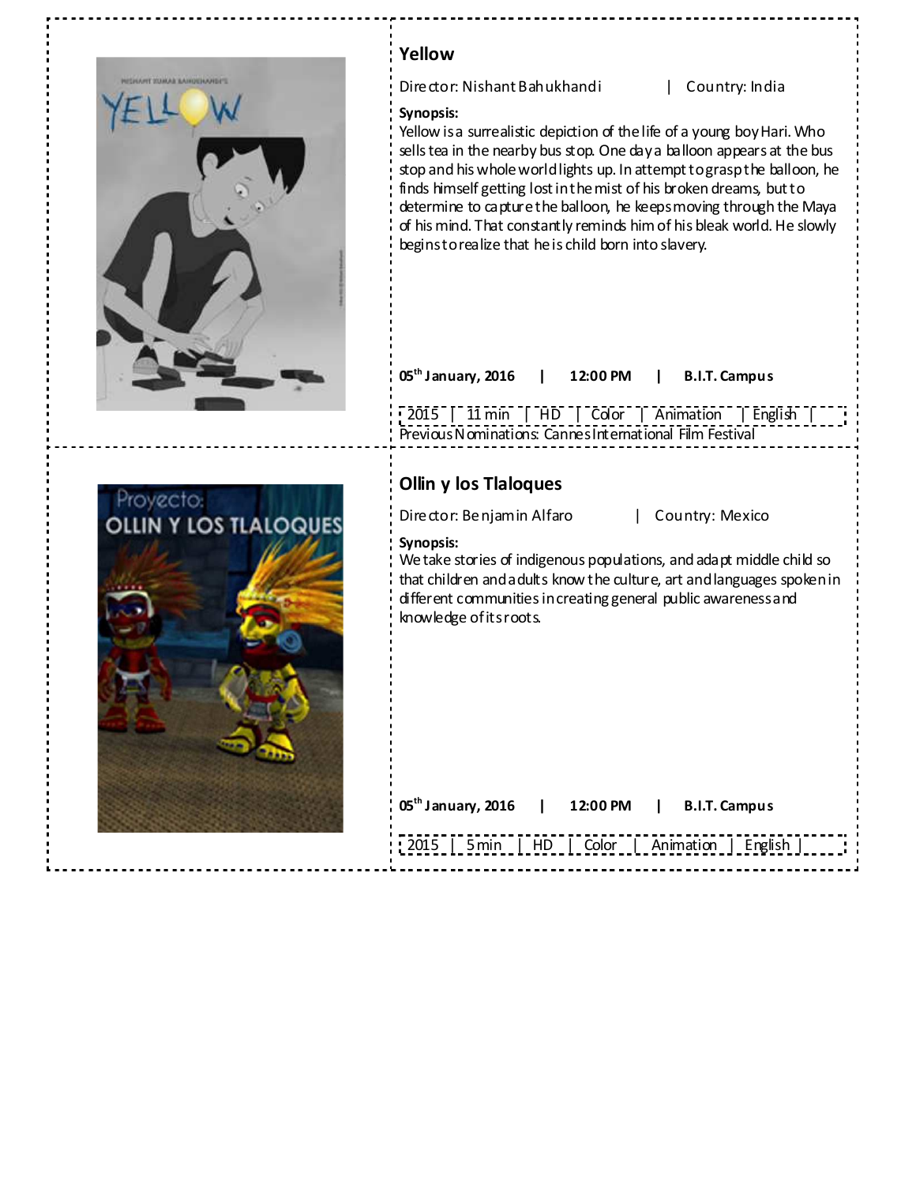## Yellow

Director: Nishant Bahukhandi | Country: India

**Synopsis:**
Yellow is a surrealistic depiction of the life of a young boy Hari. Who sells tea in the nearby bus stop. One day a balloon appears at the bus stop and his whole world lights up. In attempt to grasp the balloon, he finds himself getting lost in the mist of his broken dreams, but to determine to capture the balloon, he keeps moving through the Maya of his mind. That constantly reminds him of his bleak world. He slowly begins to realize that he is child born into slavery.

**05th January, 2016 | 12:00 PM | B.I.T. Campus**

| 2015 | 11 min | HD | Color | Animation | English |
|---|---|---|---|---|---|

Previous Nominations: Cannes International Film Festival

## Ollin y los Tlaloques

Director: Benjamin Alfaro | Country: Mexico

**Synopsis:**
We take stories of indigenous populations, and adapt middle child so that children and adults know the culture, art and languages spoken in different communities in creating general public awareness and knowledge of its roots.

**05th January, 2016 | 12:00 PM | B.I.T. Campus**

| 2015 | 5 min | HD | Color | Animation | English |
|---|---|---|---|---|---|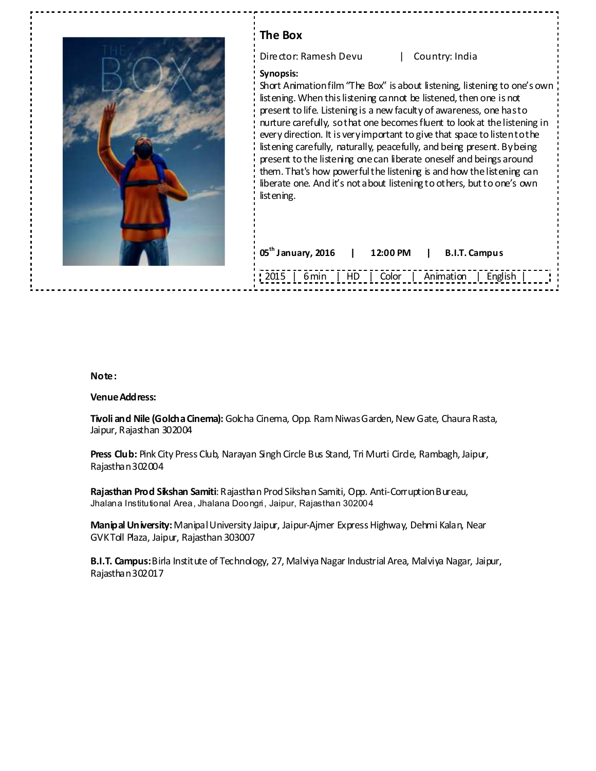## The Box

Director: Ramesh Devu | Country: India

**Synopsis:**
Short Animation film "The Box" is about listening, listening to one's own listening. When this listening cannot be listened, then one is not present to life. Listening is a new faculty of awareness, one has to nurture carefully, so that one becomes fluent to look at the listening in every direction. It is very important to give that space to listen to the listening carefully, naturally, peacefully, and being present. By being present to the listening one can liberate oneself and beings around them. That's how powerful the listening is and how the listening can liberate one. And it's not about listening to others, but to one's own listening.

**05th January, 2016 | 12:00 PM | B.I.T. Campus**

| 2015 | 6 min | HD | Color | Animation | English | |
|---|---|---|---|---|---|---|

**Note:**

**Venue Address:**

**Tivoli and Nile (Golcha Cinema):** Golcha Cinema, Opp. Ram Niwas Garden, New Gate, Chaura Rasta, Jaipur, Rajasthan 302004

**Press Club:** Pink City Press Club, Narayan Singh Circle Bus Stand, Tri Murti Circle, Rambagh, Jaipur, Rajasthan 302004

**Rajasthan Prod Sikshan Samiti**: Rajasthan Prod Sikshan Samiti, Opp. Anti-Corruption Bureau, Jhalana Institutional Area, Jhalana Doongri, Jaipur, Rajasthan 302004

**Manipal University:** Manipal University Jaipur, Jaipur-Ajmer Express Highway, Dehmi Kalan, Near GVK Toll Plaza, Jaipur, Rajasthan 303007

**B.I.T. Campus:** Birla Institute of Technology, 27, Malviya Nagar Industrial Area, Malviya Nagar, Jaipur, Rajasthan 302017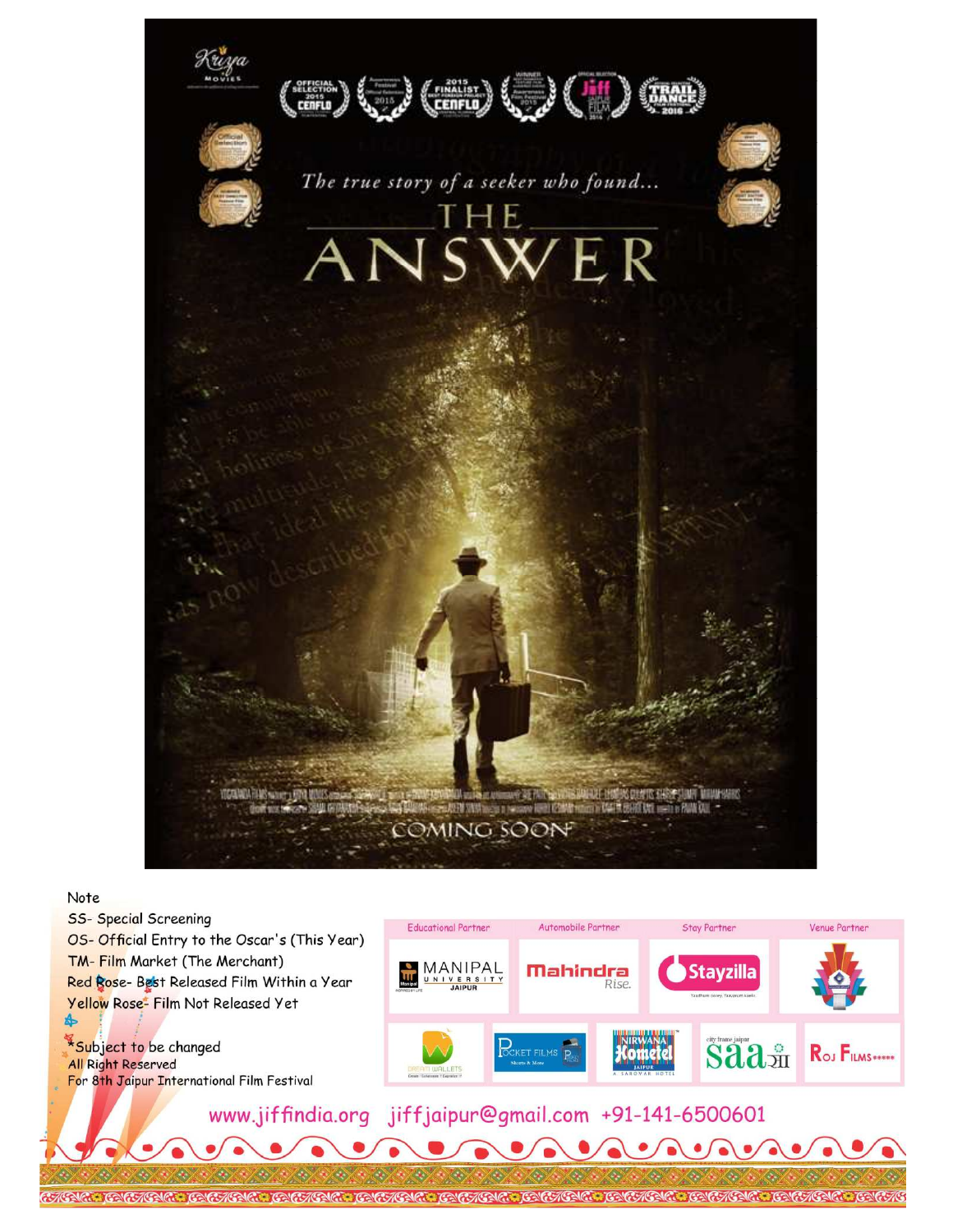*The true story of a seeker who found...*

# THE ANSWER

COMING SOON

Note

SS- Special Screening

OS- Official Entry to the Oscar's (This Year)

TM- Film Market (The Merchant)

Red Rose- Best Released Film Within a Year

Yellow Rose- Film Not Released Yet

*Subject to be changed

All Right Reserved

For 8th Jaipur International Film Festival

Educational Partner | Automobile Partner | Stay Partner | Venue Partner

www.jiffindia.org jiffjaipur@gmail.com +91-141-6500601